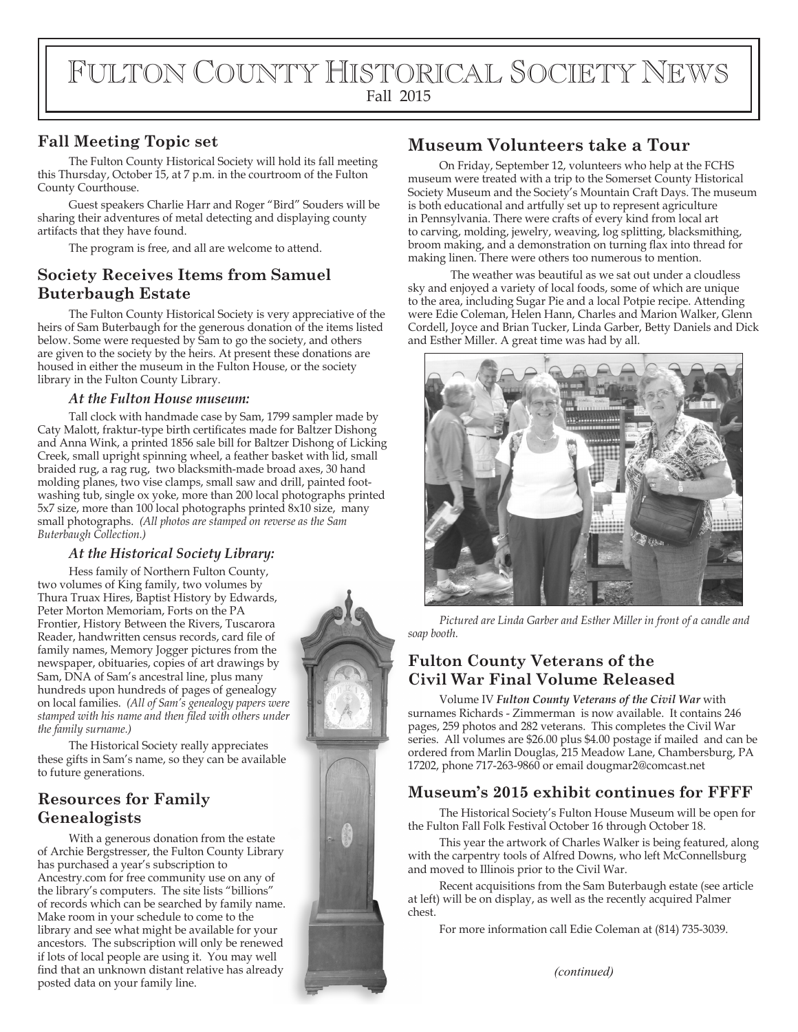# Fulton County Historical Society News

Fall 2015

## Fall Meeting Topic set

The Fulton County Historical Society will hold its fall meeting this Thursday, October 15, at 7 p.m. in the courtroom of the Fulton County Courthouse.

Guest speakers Charlie Harr and Roger "Bird" Souders will be sharing their adventures of metal detecting and displaying county artifacts that they have found.

The program is free, and all are welcome to attend.

## Society Receives Items from Samuel Buterbaugh Estate

The Fulton County Historical Society is very appreciative of the heirs of Sam Buterbaugh for the generous donation of the items listed below. Some were requested by Sam to go the society, and others are given to the society by the heirs. At present these donations are housed in either the museum in the Fulton House, or the society library in the Fulton County Library.

### *At the Fulton House museum:*

Tall clock with handmade case by Sam, 1799 sampler made by Caty Malott, fraktur-type birth certificates made for Baltzer Dishong and Anna Wink, a printed 1856 sale bill for Baltzer Dishong of Licking Creek, small upright spinning wheel, a feather basket with lid, small braided rug, a rag rug, two blacksmith-made broad axes, 30 hand molding planes, two vise clamps, small saw and drill, painted foot-washing tub, single ox yoke, more than 200 local photographs printed 5x7 size, more than 100 local photographs printed 8x10 size, many small photographs. *(All photos are stamped on reverse as the Sam Buterbaugh Collection.)*

### *At the Historical Society Library:*

Hess family of Northern Fulton County, two volumes of King family, two volumes by Thura Truax Hires, Baptist History by Edwards, Peter Morton Memoriam, Forts on the PA Frontier, History Between the Rivers, Tuscarora Reader, handwritten census records, card file of family names, Memory Jogger pictures from the newspaper, obituaries, copies of art drawings by Sam, DNA of Sam's ancestral line, plus many hundreds upon hundreds of pages of genealogy on local families. *(All of Sam's genealogy papers were stamped with his name and then filed with others under the family surname.)*

The Historical Society really appreciates these gifts in Sam's name, so they can be available to future generations.

## Resources for Family Genealogists

With a generous donation from the estate of Archie Bergstresser, the Fulton County Library has purchased a year's subscription to Ancestry.com for free community use on any of the library's computers. The site lists "billions" of records which can be searched by family name. Make room in your schedule to come to the library and see what might be available for your ancestors. The subscription will only be renewed if lots of local people are using it. You may well find that an unknown distant relative has already posted data on your family line.

## Museum Volunteers take a Tour

On Friday, September 12, volunteers who help at the FCHS museum were treated with a trip to the Somerset County Historical Society Museum and the Society's Mountain Craft Days. The museum is both educational and artfully set up to represent agriculture in Pennsylvania. There were crafts of every kind from local art to carving, molding, jewelry, weaving, log splitting, blacksmithing, broom making, and a demonstration on turning flax into thread for making linen. There were others too numerous to mention.

The weather was beautiful as we sat out under a cloudless sky and enjoyed a variety of local foods, some of which are unique to the area, including Sugar Pie and a local Potpie recipe. Attending were Edie Coleman, Helen Hann, Charles and Marion Walker, Glenn Cordell, Joyce and Brian Tucker, Linda Garber, Betty Daniels and Dick and Esther Miller. A great time was had by all.

*Pictured are Linda Garber and Esther Miller in front of a candle and soap booth.*

## Fulton County Veterans of the Civil War Final Volume Released

Volume IV ***Fulton County Veterans of the Civil War*** with surnames Richards - Zimmerman is now available. It contains 246 pages, 259 photos and 282 veterans. This completes the Civil War series. All volumes are $26.00 plus $4.00 postage if mailed and can be ordered from Marlin Douglas, 215 Meadow Lane, Chambersburg, PA 17202, phone 717-263-9860 or email dougmar2@comcast.net

## Museum's 2015 exhibit continues for FFFF

The Historical Society's Fulton House Museum will be open for the Fulton Fall Folk Festival October 16 through October 18.

This year the artwork of Charles Walker is being featured, along with the carpentry tools of Alfred Downs, who left McConnellsburg and moved to Illinois prior to the Civil War.

Recent acquisitions from the Sam Buterbaugh estate (see article at left) will be on display, as well as the recently acquired Palmer chest.

For more information call Edie Coleman at (814) 735-3039.

*(continued)*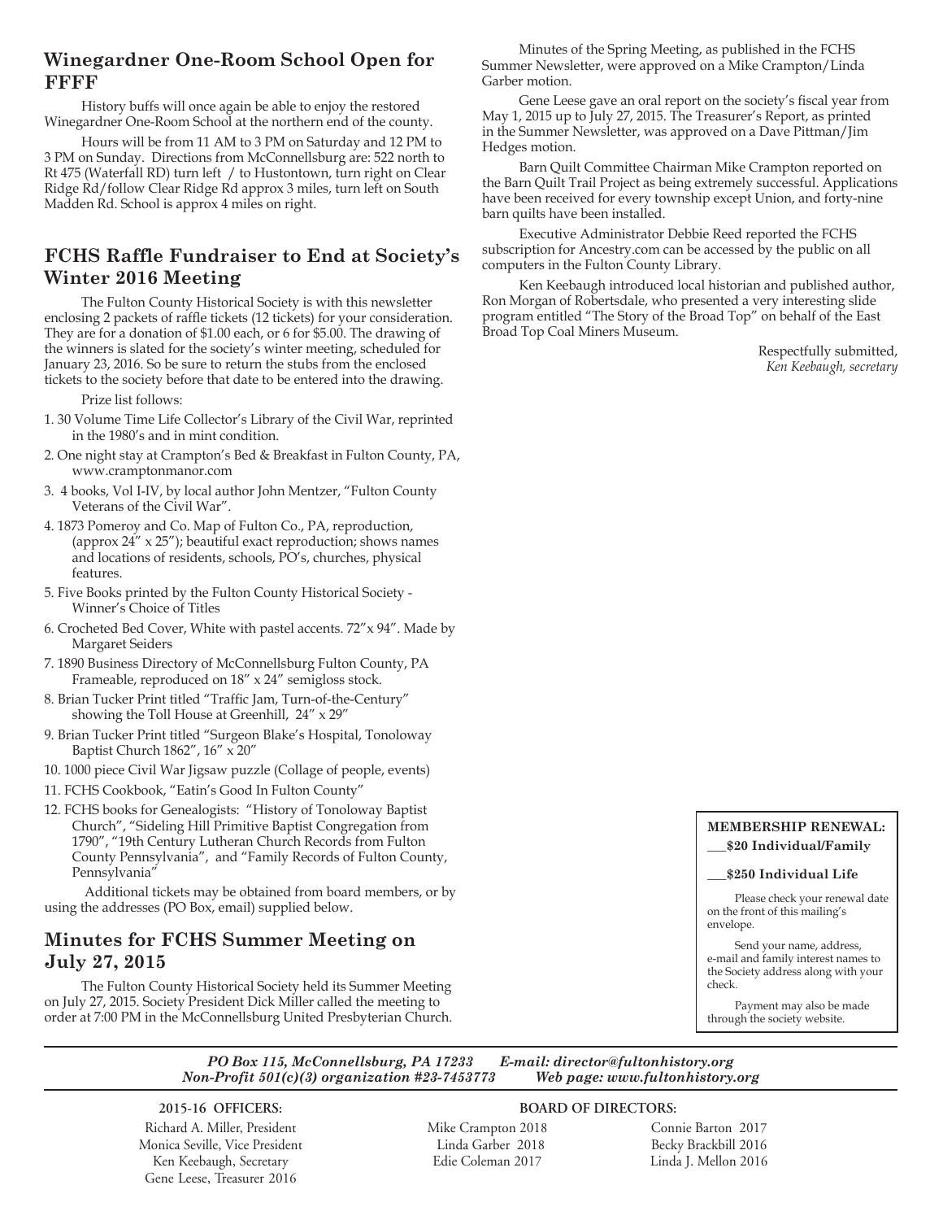## Winegardner One-Room School Open for FFFF

History buffs will once again be able to enjoy the restored Winegardner One-Room School at the northern end of the county.

Hours will be from 11 AM to 3 PM on Saturday and 12 PM to 3 PM on Sunday. Directions from McConnellsburg are: 522 north to Rt 475 (Waterfall RD) turn left / to Hustontown, turn right on Clear Ridge Rd/follow Clear Ridge Rd approx 3 miles, turn left on South Madden Rd. School is approx 4 miles on right.

## FCHS Raffle Fundraiser to End at Society's Winter 2016 Meeting

The Fulton County Historical Society is with this newsletter enclosing 2 packets of raffle tickets (12 tickets) for your consideration. They are for a donation of $1.00 each, or 6 for $5.00. The drawing of the winners is slated for the society's winter meeting, scheduled for January 23, 2016. So be sure to return the stubs from the enclosed tickets to the society before that date to be entered into the drawing.

Prize list follows:

1. 30 Volume Time Life Collector's Library of the Civil War, reprinted in the 1980's and in mint condition.
2. One night stay at Crampton's Bed & Breakfast in Fulton County, PA, www.cramptonmanor.com
3. 4 books, Vol I-IV, by local author John Mentzer, "Fulton County Veterans of the Civil War".
4. 1873 Pomeroy and Co. Map of Fulton Co., PA, reproduction, (approx 24" x 25"); beautiful exact reproduction; shows names and locations of residents, schools, PO's, churches, physical features.
5. Five Books printed by the Fulton County Historical Society - Winner's Choice of Titles
6. Crocheted Bed Cover, White with pastel accents. 72"x 94". Made by Margaret Seiders
7. 1890 Business Directory of McConnellsburg Fulton County, PA Frameable, reproduced on 18" x 24" semigloss stock.
8. Brian Tucker Print titled "Traffic Jam, Turn-of-the-Century" showing the Toll House at Greenhill, 24" x 29"
9. Brian Tucker Print titled "Surgeon Blake's Hospital, Tonoloway Baptist Church 1862", 16" x 20"
10. 1000 piece Civil War Jigsaw puzzle (Collage of people, events)
11. FCHS Cookbook, "Eatin's Good In Fulton County"
12. FCHS books for Genealogists: "History of Tonoloway Baptist Church", "Sideling Hill Primitive Baptist Congregation from 1790", "19th Century Lutheran Church Records from Fulton County Pennsylvania", and "Family Records of Fulton County, Pennsylvania"

Additional tickets may be obtained from board members, or by using the addresses (PO Box, email) supplied below.

## Minutes for FCHS Summer Meeting on July 27, 2015

The Fulton County Historical Society held its Summer Meeting on July 27, 2015. Society President Dick Miller called the meeting to order at 7:00 PM in the McConnellsburg United Presbyterian Church.

Minutes of the Spring Meeting, as published in the FCHS Summer Newsletter, were approved on a Mike Crampton/Linda Garber motion.

Gene Leese gave an oral report on the society's fiscal year from May 1, 2015 up to July 27, 2015. The Treasurer's Report, as printed in the Summer Newsletter, was approved on a Dave Pittman/Jim Hedges motion.

Barn Quilt Committee Chairman Mike Crampton reported on the Barn Quilt Trail Project as being extremely successful. Applications have been received for every township except Union, and forty-nine barn quilts have been installed.

Executive Administrator Debbie Reed reported the FCHS subscription for Ancestry.com can be accessed by the public on all computers in the Fulton County Library.

Ken Keebaugh introduced local historian and published author, Ron Morgan of Robertsdale, who presented a very interesting slide program entitled "The Story of the Broad Top" on behalf of the East Broad Top Coal Miners Museum.

Respectfully submitted,
*Ken Keebaugh, secretary*

**MEMBERSHIP RENEWAL:**

**___$20 Individual/Family**

**___$250 Individual Life**

Please check your renewal date on the front of this mailing's envelope.

Send your name, address, e-mail and family interest names to the Society address along with your check.

Payment may also be made through the society website.

***PO Box 115, McConnellsburg, PA 17233 E-mail: director@fultonhistory.org***
***Non-Profit 501(c)(3) organization #23-7453773 Web page: www.fultonhistory.org***

**2015-16 OFFICERS:**

Richard A. Miller, President
Monica Seville, Vice President
Ken Keebaugh, Secretary
Gene Leese, Treasurer 2016

**BOARD OF DIRECTORS:**

Mike Crampton 2018
Linda Garber 2018
Edie Coleman 2017
Connie Barton 2017
Becky Brackbill 2016
Linda J. Mellon 2016